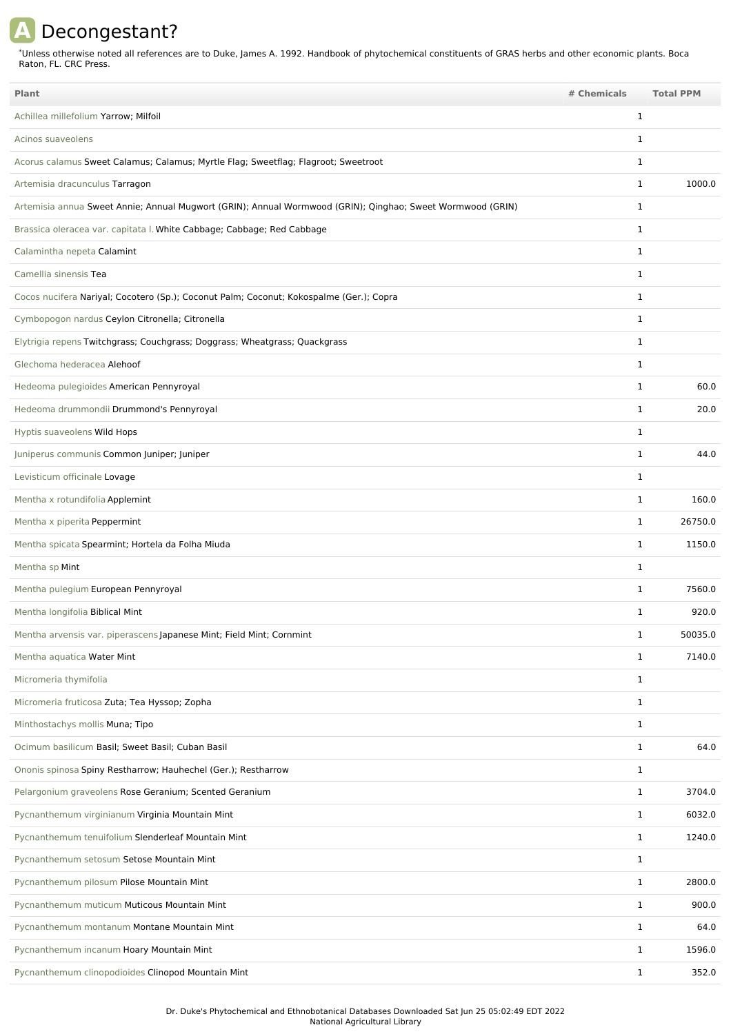# A Decongestant?

*Unless otherwise noted all references are to Duke, James A. 1992. Handbook of phytochemical constituents of GRAS herbs and other economic plants. Boca Raton, FL. CRC Press.

| Plant | # Chemicals | Total PPM |
|---|---|---|
| Achillea millefolium Yarrow; Milfoil | 1 | |
| Acinos suaveolens | 1 | |
| Acorus calamus Sweet Calamus; Calamus; Myrtle Flag; Sweetflag; Flagroot; Sweetroot | 1 | |
| Artemisia dracunculus Tarragon | 1 | 1000.0 |
| Artemisia annua Sweet Annie; Annual Mugwort (GRIN); Annual Wormwood (GRIN); Qinghao; Sweet Wormwood (GRIN) | 1 | |
| Brassica oleracea var. capitata l. White Cabbage; Cabbage; Red Cabbage | 1 | |
| Calamintha nepeta Calamint | 1 | |
| Camellia sinensis Tea | 1 | |
| Cocos nucifera Nariyal; Cocotero (Sp.); Coconut Palm; Coconut; Kokospalme (Ger.); Copra | 1 | |
| Cymbopogon nardus Ceylon Citronella; Citronella | 1 | |
| Elytrigia repens Twitchgrass; Couchgrass; Doggrass; Wheatgrass; Quackgrass | 1 | |
| Glechoma hederacea Alehoof | 1 | |
| Hedeoma pulegioides American Pennyroyal | 1 | 60.0 |
| Hedeoma drummondii Drummond's Pennyroyal | 1 | 20.0 |
| Hyptis suaveolens Wild Hops | 1 | |
| Juniperus communis Common Juniper; Juniper | 1 | 44.0 |
| Levisticum officinale Lovage | 1 | |
| Mentha x rotundifolia Applemint | 1 | 160.0 |
| Mentha x piperita Peppermint | 1 | 26750.0 |
| Mentha spicata Spearmint; Hortela da Folha Miuda | 1 | 1150.0 |
| Mentha sp Mint | 1 | |
| Mentha pulegium European Pennyroyal | 1 | 7560.0 |
| Mentha longifolia Biblical Mint | 1 | 920.0 |
| Mentha arvensis var. piperascens Japanese Mint; Field Mint; Cornmint | 1 | 50035.0 |
| Mentha aquatica Water Mint | 1 | 7140.0 |
| Micromeria thymifolia | 1 | |
| Micromeria fruticosa Zuta; Tea Hyssop; Zopha | 1 | |
| Minthostachys mollis Muna; Tipo | 1 | |
| Ocimum basilicum Basil; Sweet Basil; Cuban Basil | 1 | 64.0 |
| Ononis spinosa Spiny Restharrow; Hauhechel (Ger.); Restharrow | 1 | |
| Pelargonium graveolens Rose Geranium; Scented Geranium | 1 | 3704.0 |
| Pycnanthemum virginianum Virginia Mountain Mint | 1 | 6032.0 |
| Pycnanthemum tenuifolium Slenderleaf Mountain Mint | 1 | 1240.0 |
| Pycnanthemum setosum Setose Mountain Mint | 1 | |
| Pycnanthemum pilosum Pilose Mountain Mint | 1 | 2800.0 |
| Pycnanthemum muticum Muticous Mountain Mint | 1 | 900.0 |
| Pycnanthemum montanum Montane Mountain Mint | 1 | 64.0 |
| Pycnanthemum incanum Hoary Mountain Mint | 1 | 1596.0 |
| Pycnanthemum clinopodioides Clinopod Mountain Mint | 1 | 352.0 |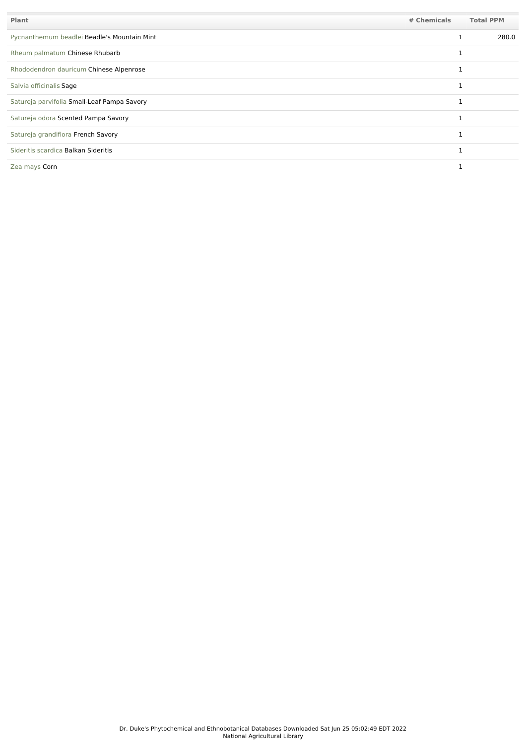| Plant | # Chemicals | Total PPM |
|---|---|---|
| Pycnanthemum beadlei Beadle's Mountain Mint | 1 | 280.0 |
| Rheum palmatum Chinese Rhubarb | 1 | |
| Rhododendron dauricum Chinese Alpenrose | 1 | |
| Salvia officinalis Sage | 1 | |
| Satureja parvifolia Small-Leaf Pampa Savory | 1 | |
| Satureja odora Scented Pampa Savory | 1 | |
| Satureja grandiflora French Savory | 1 | |
| Sideritis scardica Balkan Sideritis | 1 | |
| Zea mays Corn | 1 | |

Dr. Duke's Phytochemical and Ethnobotanical Databases Downloaded Sat Jun 25 05:02:49 EDT 2022
National Agricultural Library